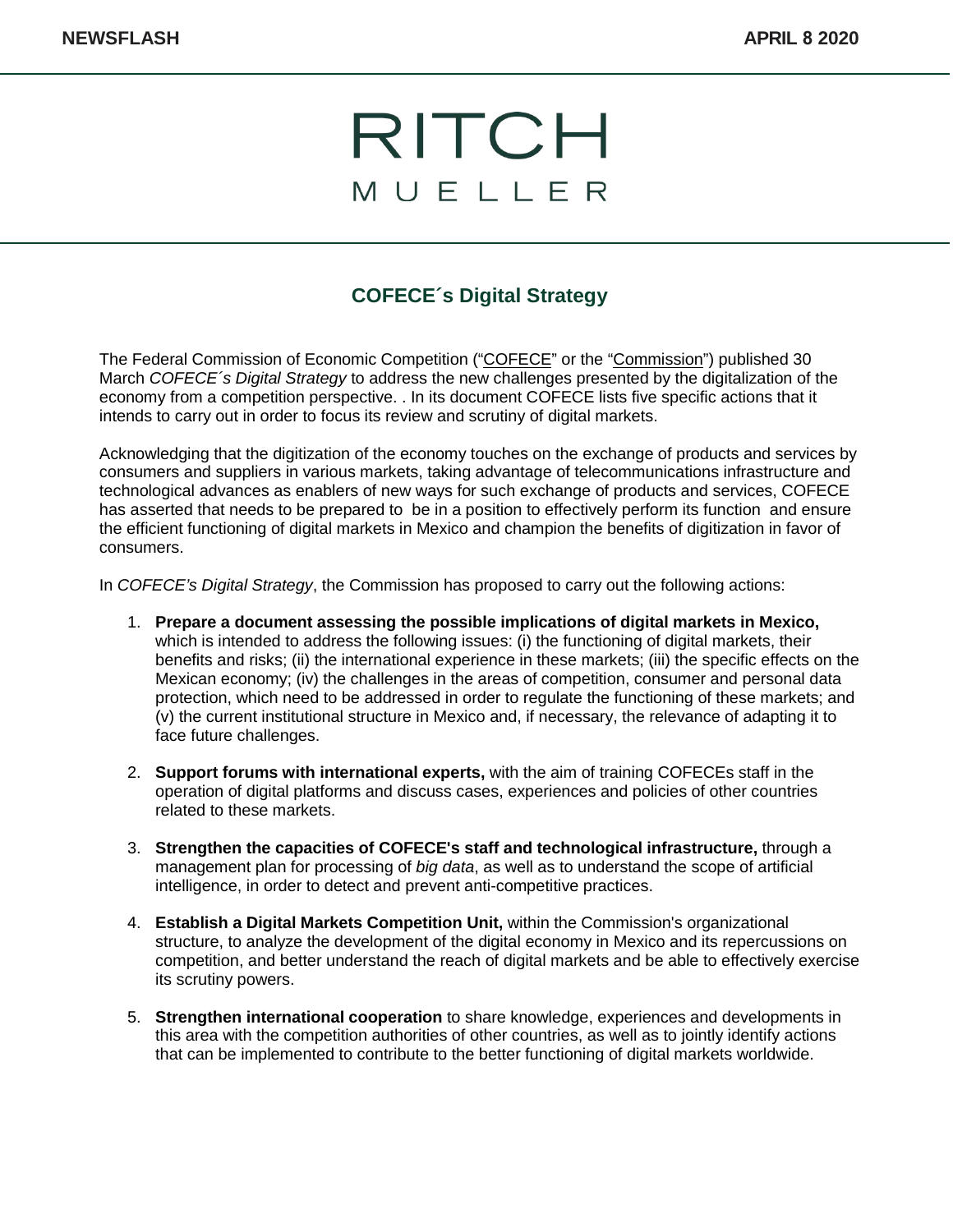NEWSFLASH

APRIL 8 2020

RITCH MUELLER

## COFECE´s Digital Strategy

The Federal Commission of Economic Competition ("COFECE" or the "Commission") published 30 March *COFECE´s Digital Strategy* to address the new challenges presented by the digitalization of the economy from a competition perspective. . In its document COFECE lists five specific actions that it intends to carry out in order to focus its review and scrutiny of digital markets.

Acknowledging that the digitization of the economy touches on the exchange of products and services by consumers and suppliers in various markets, taking advantage of telecommunications infrastructure and technological advances as enablers of new ways for such exchange of products and services, COFECE has asserted that needs to be prepared to be in a position to effectively perform its function and ensure the efficient functioning of digital markets in Mexico and champion the benefits of digitization in favor of consumers.

In *COFECE's Digital Strategy*, the Commission has proposed to carry out the following actions:

1. **Prepare a document assessing the possible implications of digital markets in Mexico,** which is intended to address the following issues: (i) the functioning of digital markets, their benefits and risks; (ii) the international experience in these markets; (iii) the specific effects on the Mexican economy; (iv) the challenges in the areas of competition, consumer and personal data protection, which need to be addressed in order to regulate the functioning of these markets; and (v) the current institutional structure in Mexico and, if necessary, the relevance of adapting it to face future challenges.

2. **Support forums with international experts,** with the aim of training COFECEs staff in the operation of digital platforms and discuss cases, experiences and policies of other countries related to these markets.

3. **Strengthen the capacities of COFECE's staff and technological infrastructure,** through a management plan for processing of *big data*, as well as to understand the scope of artificial intelligence, in order to detect and prevent anti-competitive practices.

4. **Establish a Digital Markets Competition Unit,** within the Commission's organizational structure, to analyze the development of the digital economy in Mexico and its repercussions on competition, and better understand the reach of digital markets and be able to effectively exercise its scrutiny powers.

5. **Strengthen international cooperation** to share knowledge, experiences and developments in this area with the competition authorities of other countries, as well as to jointly identify actions that can be implemented to contribute to the better functioning of digital markets worldwide.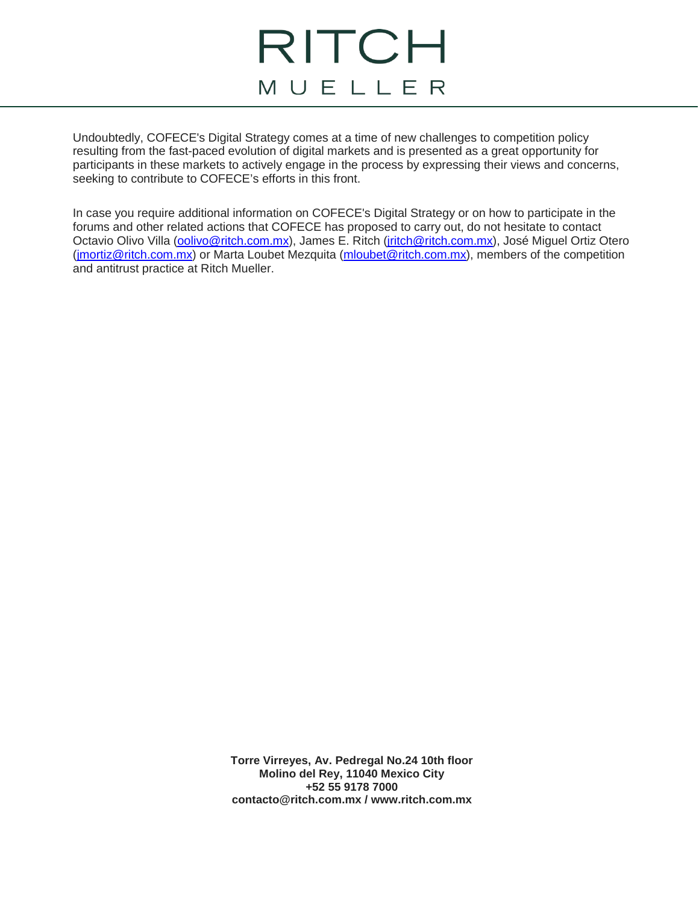Undoubtedly, COFECE's Digital Strategy comes at a time of new challenges to competition policy resulting from the fast-paced evolution of digital markets and is presented as a great opportunity for participants in these markets to actively engage in the process by expressing their views and concerns, seeking to contribute to COFECE's efforts in this front.

In case you require additional information on COFECE's Digital Strategy or on how to participate in the forums and other related actions that COFECE has proposed to carry out, do not hesitate to contact Octavio Olivo Villa (oolivo@ritch.com.mx), James E. Ritch (jritch@ritch.com.mx), José Miguel Ortiz Otero (jmortiz@ritch.com.mx) or Marta Loubet Mezquita (mloubet@ritch.com.mx), members of the competition and antitrust practice at Ritch Mueller.

**Torre Virreyes, Av. Pedregal No.24 10th floor**
**Molino del Rey, 11040 Mexico City**
**+52 55 9178 7000**
**contacto@ritch.com.mx / www.ritch.com.mx**